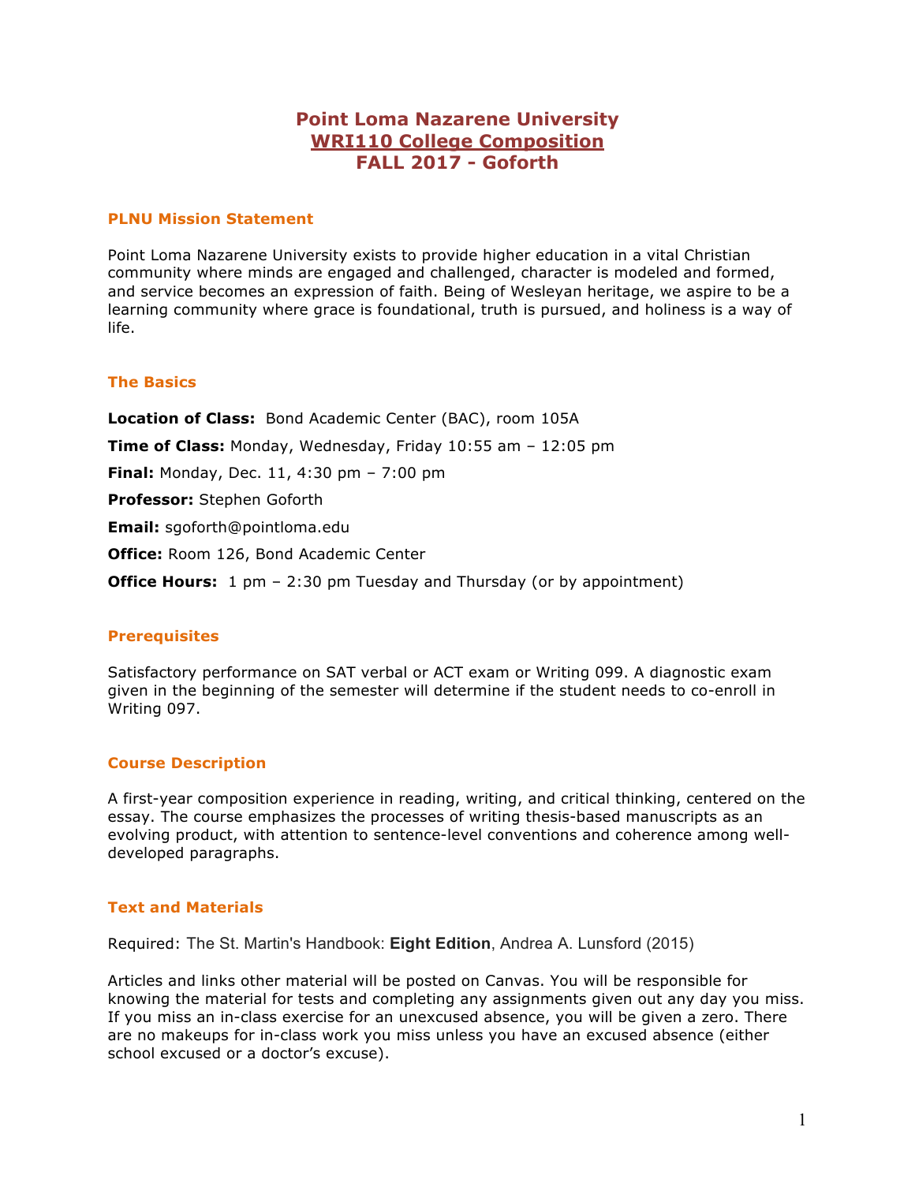# Point Loma Nazarene University
# WRI110 College Composition
# FALL 2017 - Goforth

## PLNU Mission Statement

Point Loma Nazarene University exists to provide higher education in a vital Christian community where minds are engaged and challenged, character is modeled and formed, and service becomes an expression of faith. Being of Wesleyan heritage, we aspire to be a learning community where grace is foundational, truth is pursued, and holiness is a way of life.

## The Basics

**Location of Class:** Bond Academic Center (BAC), room 105A

**Time of Class:** Monday, Wednesday, Friday 10:55 am – 12:05 pm

**Final:** Monday, Dec. 11, 4:30 pm – 7:00 pm

**Professor:** Stephen Goforth

**Email:** sgoforth@pointloma.edu

**Office:** Room 126, Bond Academic Center

**Office Hours:** 1 pm – 2:30 pm Tuesday and Thursday (or by appointment)

## Prerequisites

Satisfactory performance on SAT verbal or ACT exam or Writing 099. A diagnostic exam given in the beginning of the semester will determine if the student needs to co-enroll in Writing 097.

## Course Description

A first-year composition experience in reading, writing, and critical thinking, centered on the essay. The course emphasizes the processes of writing thesis-based manuscripts as an evolving product, with attention to sentence-level conventions and coherence among well-developed paragraphs.

## Text and Materials

Required: The St. Martin's Handbook: **Eight Edition**, Andrea A. Lunsford (2015)

Articles and links other material will be posted on Canvas. You will be responsible for knowing the material for tests and completing any assignments given out any day you miss. If you miss an in-class exercise for an unexcused absence, you will be given a zero. There are no makeups for in-class work you miss unless you have an excused absence (either school excused or a doctor's excuse).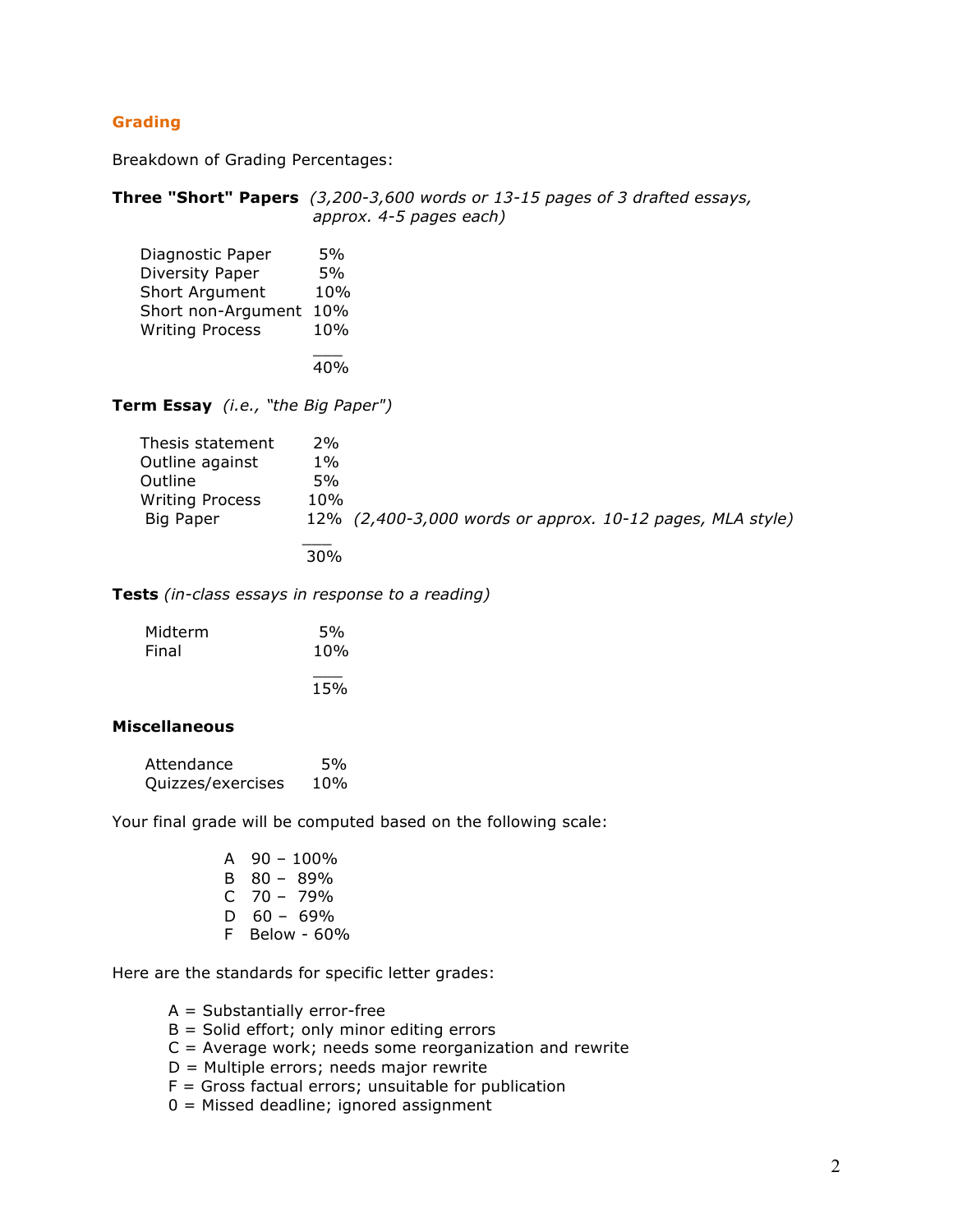## Grading

Breakdown of Grading Percentages:

**Three "Short" Papers** *(3,200-3,600 words or 13-15 pages of 3 drafted essays, approx. 4-5 pages each)*

| | |
|---|---|
| Diagnostic Paper | 5% |
| Diversity Paper | 5% |
| Short Argument | 10% |
| Short non-Argument | 10% |
| Writing Process | 10% |
| | 40% |

**Term Essay** *(i.e., "the Big Paper")*

| | | |
|---|---|---|
| Thesis statement | 2% | |
| Outline against | 1% | |
| Outline | 5% | |
| Writing Process | 10% | |
| Big Paper | 12% | *(2,400-3,000 words or approx. 10-12 pages, MLA style)* |
| | 30% | |

**Tests** *(in-class essays in response to a reading)*

| | |
|---|---|
| Midterm | 5% |
| Final | 10% |
| | 15% |

**Miscellaneous**

| | |
|---|---|
| Attendance | 5% |
| Quizzes/exercises | 10% |

Your final grade will be computed based on the following scale:

| | |
|---|---|
| A | 90 – 100% |
| B | 80 – 89% |
| C | 70 – 79% |
| D | 60 – 69% |
| F | Below - 60% |

Here are the standards for specific letter grades:

- A = Substantially error-free
- B = Solid effort; only minor editing errors
- C = Average work; needs some reorganization and rewrite
- D = Multiple errors; needs major rewrite
- F = Gross factual errors; unsuitable for publication
- 0 = Missed deadline; ignored assignment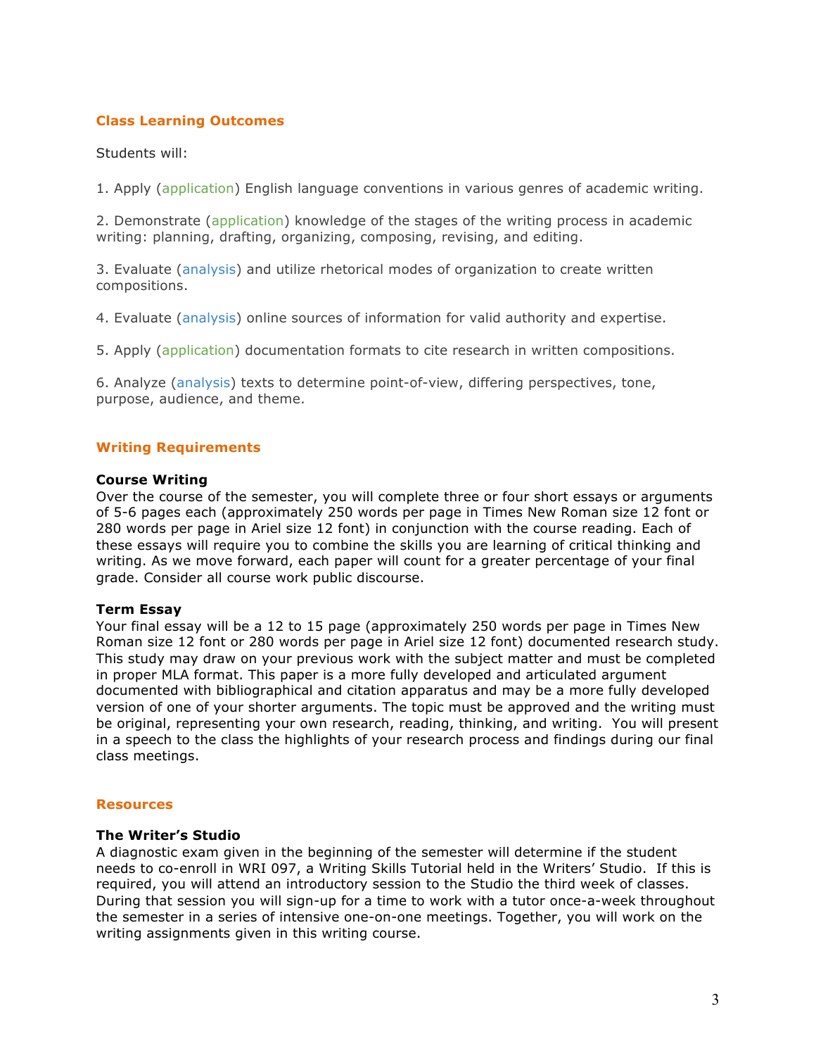## Class Learning Outcomes

Students will:

1. Apply (application) English language conventions in various genres of academic writing.

2. Demonstrate (application) knowledge of the stages of the writing process in academic writing: planning, drafting, organizing, composing, revising, and editing.

3. Evaluate (analysis) and utilize rhetorical modes of organization to create written compositions.

4. Evaluate (analysis) online sources of information for valid authority and expertise.

5. Apply (application) documentation formats to cite research in written compositions.

6. Analyze (analysis) texts to determine point-of-view, differing perspectives, tone, purpose, audience, and theme.

## Writing Requirements

**Course Writing**
Over the course of the semester, you will complete three or four short essays or arguments of 5-6 pages each (approximately 250 words per page in Times New Roman size 12 font or 280 words per page in Ariel size 12 font) in conjunction with the course reading. Each of these essays will require you to combine the skills you are learning of critical thinking and writing. As we move forward, each paper will count for a greater percentage of your final grade. Consider all course work public discourse.

**Term Essay**
Your final essay will be a 12 to 15 page (approximately 250 words per page in Times New Roman size 12 font or 280 words per page in Ariel size 12 font) documented research study. This study may draw on your previous work with the subject matter and must be completed in proper MLA format. This paper is a more fully developed and articulated argument documented with bibliographical and citation apparatus and may be a more fully developed version of one of your shorter arguments. The topic must be approved and the writing must be original, representing your own research, reading, thinking, and writing. You will present in a speech to the class the highlights of your research process and findings during our final class meetings.

## Resources

**The Writer's Studio**
A diagnostic exam given in the beginning of the semester will determine if the student needs to co-enroll in WRI 097, a Writing Skills Tutorial held in the Writers' Studio. If this is required, you will attend an introductory session to the Studio the third week of classes. During that session you will sign-up for a time to work with a tutor once-a-week throughout the semester in a series of intensive one-on-one meetings. Together, you will work on the writing assignments given in this writing course.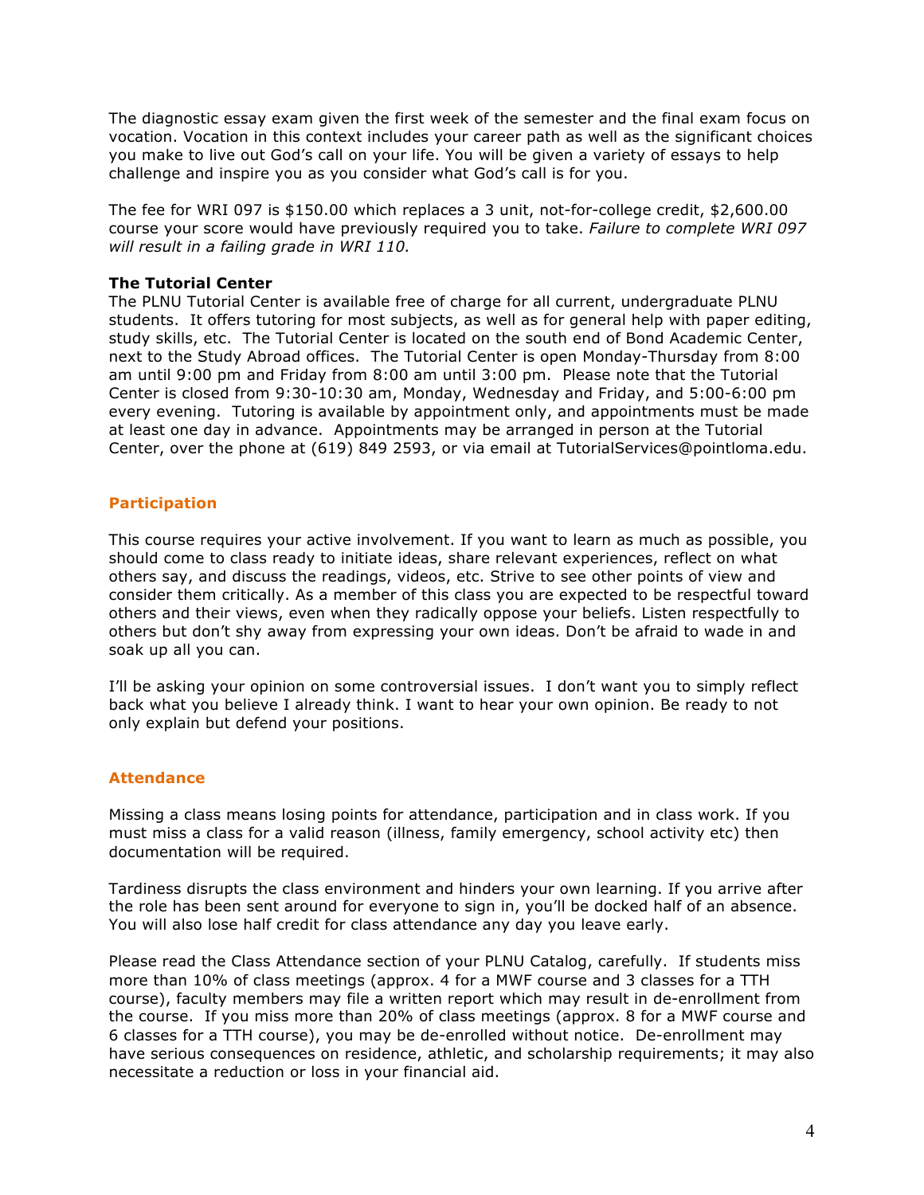The diagnostic essay exam given the first week of the semester and the final exam focus on vocation. Vocation in this context includes your career path as well as the significant choices you make to live out God's call on your life. You will be given a variety of essays to help challenge and inspire you as you consider what God's call is for you.

The fee for WRI 097 is $150.00 which replaces a 3 unit, not-for-college credit, $2,600.00 course your score would have previously required you to take. *Failure to complete WRI 097 will result in a failing grade in WRI 110.*

**The Tutorial Center**

The PLNU Tutorial Center is available free of charge for all current, undergraduate PLNU students. It offers tutoring for most subjects, as well as for general help with paper editing, study skills, etc. The Tutorial Center is located on the south end of Bond Academic Center, next to the Study Abroad offices. The Tutorial Center is open Monday-Thursday from 8:00 am until 9:00 pm and Friday from 8:00 am until 3:00 pm. Please note that the Tutorial Center is closed from 9:30-10:30 am, Monday, Wednesday and Friday, and 5:00-6:00 pm every evening. Tutoring is available by appointment only, and appointments must be made at least one day in advance. Appointments may be arranged in person at the Tutorial Center, over the phone at (619) 849 2593, or via email at TutorialServices@pointloma.edu.

## Participation

This course requires your active involvement. If you want to learn as much as possible, you should come to class ready to initiate ideas, share relevant experiences, reflect on what others say, and discuss the readings, videos, etc. Strive to see other points of view and consider them critically. As a member of this class you are expected to be respectful toward others and their views, even when they radically oppose your beliefs. Listen respectfully to others but don't shy away from expressing your own ideas. Don't be afraid to wade in and soak up all you can.

I'll be asking your opinion on some controversial issues. I don't want you to simply reflect back what you believe I already think. I want to hear your own opinion. Be ready to not only explain but defend your positions.

## Attendance

Missing a class means losing points for attendance, participation and in class work. If you must miss a class for a valid reason (illness, family emergency, school activity etc) then documentation will be required.

Tardiness disrupts the class environment and hinders your own learning. If you arrive after the role has been sent around for everyone to sign in, you'll be docked half of an absence. You will also lose half credit for class attendance any day you leave early.

Please read the Class Attendance section of your PLNU Catalog, carefully. If students miss more than 10% of class meetings (approx. 4 for a MWF course and 3 classes for a TTH course), faculty members may file a written report which may result in de-enrollment from the course. If you miss more than 20% of class meetings (approx. 8 for a MWF course and 6 classes for a TTH course), you may be de-enrolled without notice. De-enrollment may have serious consequences on residence, athletic, and scholarship requirements; it may also necessitate a reduction or loss in your financial aid.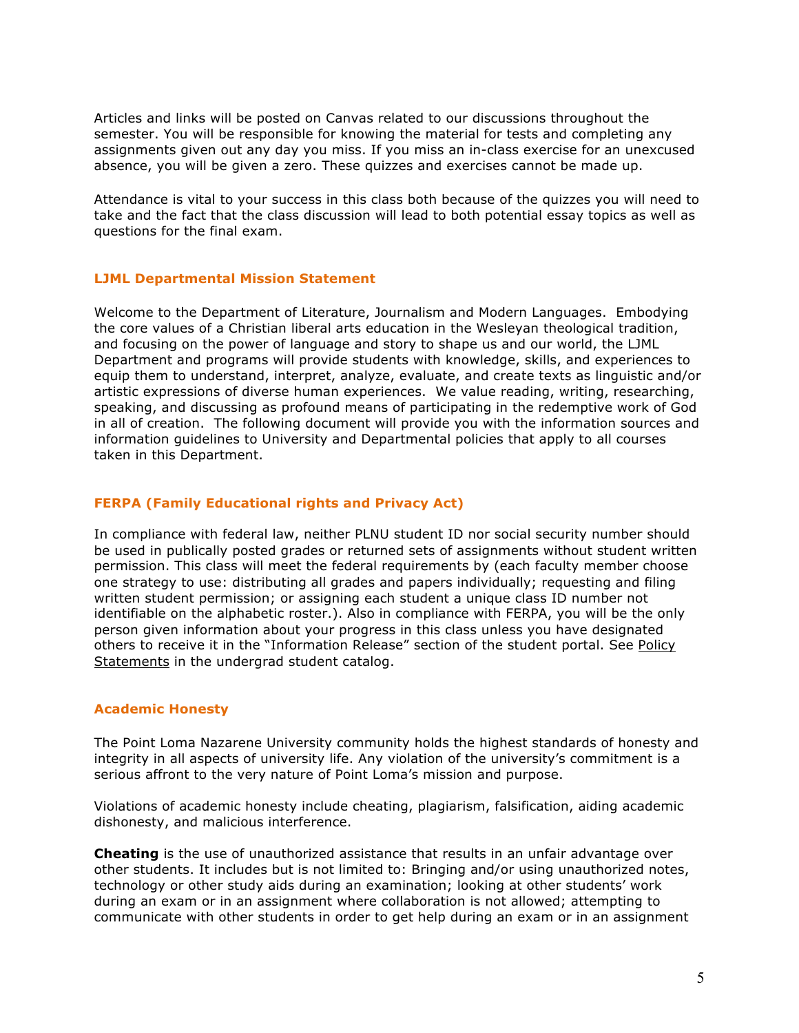Articles and links will be posted on Canvas related to our discussions throughout the semester. You will be responsible for knowing the material for tests and completing any assignments given out any day you miss. If you miss an in-class exercise for an unexcused absence, you will be given a zero. These quizzes and exercises cannot be made up.

Attendance is vital to your success in this class both because of the quizzes you will need to take and the fact that the class discussion will lead to both potential essay topics as well as questions for the final exam.

## LJML Departmental Mission Statement

Welcome to the Department of Literature, Journalism and Modern Languages. Embodying the core values of a Christian liberal arts education in the Wesleyan theological tradition, and focusing on the power of language and story to shape us and our world, the LJML Department and programs will provide students with knowledge, skills, and experiences to equip them to understand, interpret, analyze, evaluate, and create texts as linguistic and/or artistic expressions of diverse human experiences. We value reading, writing, researching, speaking, and discussing as profound means of participating in the redemptive work of God in all of creation. The following document will provide you with the information sources and information guidelines to University and Departmental policies that apply to all courses taken in this Department.

## FERPA (Family Educational rights and Privacy Act)

In compliance with federal law, neither PLNU student ID nor social security number should be used in publically posted grades or returned sets of assignments without student written permission. This class will meet the federal requirements by (each faculty member choose one strategy to use: distributing all grades and papers individually; requesting and filing written student permission; or assigning each student a unique class ID number not identifiable on the alphabetic roster.). Also in compliance with FERPA, you will be the only person given information about your progress in this class unless you have designated others to receive it in the "Information Release" section of the student portal. See Policy Statements in the undergrad student catalog.

## Academic Honesty

The Point Loma Nazarene University community holds the highest standards of honesty and integrity in all aspects of university life. Any violation of the university's commitment is a serious affront to the very nature of Point Loma's mission and purpose.

Violations of academic honesty include cheating, plagiarism, falsification, aiding academic dishonesty, and malicious interference.

**Cheating** is the use of unauthorized assistance that results in an unfair advantage over other students. It includes but is not limited to: Bringing and/or using unauthorized notes, technology or other study aids during an examination; looking at other students' work during an exam or in an assignment where collaboration is not allowed; attempting to communicate with other students in order to get help during an exam or in an assignment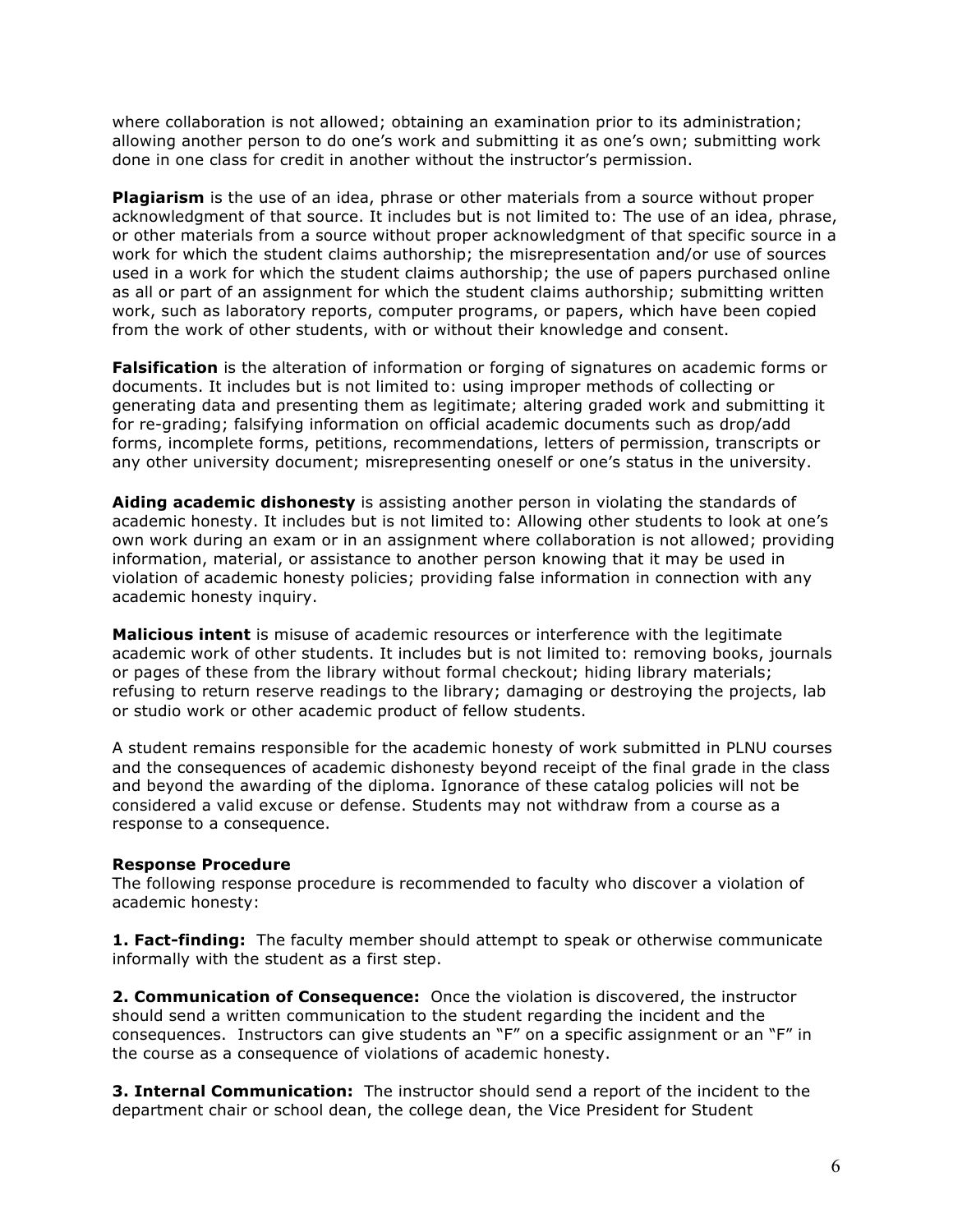where collaboration is not allowed; obtaining an examination prior to its administration; allowing another person to do one's work and submitting it as one's own; submitting work done in one class for credit in another without the instructor's permission.

**Plagiarism** is the use of an idea, phrase or other materials from a source without proper acknowledgment of that source. It includes but is not limited to: The use of an idea, phrase, or other materials from a source without proper acknowledgment of that specific source in a work for which the student claims authorship; the misrepresentation and/or use of sources used in a work for which the student claims authorship; the use of papers purchased online as all or part of an assignment for which the student claims authorship; submitting written work, such as laboratory reports, computer programs, or papers, which have been copied from the work of other students, with or without their knowledge and consent.

**Falsification** is the alteration of information or forging of signatures on academic forms or documents. It includes but is not limited to: using improper methods of collecting or generating data and presenting them as legitimate; altering graded work and submitting it for re-grading; falsifying information on official academic documents such as drop/add forms, incomplete forms, petitions, recommendations, letters of permission, transcripts or any other university document; misrepresenting oneself or one's status in the university.

**Aiding academic dishonesty** is assisting another person in violating the standards of academic honesty. It includes but is not limited to: Allowing other students to look at one's own work during an exam or in an assignment where collaboration is not allowed; providing information, material, or assistance to another person knowing that it may be used in violation of academic honesty policies; providing false information in connection with any academic honesty inquiry.

**Malicious intent** is misuse of academic resources or interference with the legitimate academic work of other students. It includes but is not limited to: removing books, journals or pages of these from the library without formal checkout; hiding library materials; refusing to return reserve readings to the library; damaging or destroying the projects, lab or studio work or other academic product of fellow students.

A student remains responsible for the academic honesty of work submitted in PLNU courses and the consequences of academic dishonesty beyond receipt of the final grade in the class and beyond the awarding of the diploma. Ignorance of these catalog policies will not be considered a valid excuse or defense. Students may not withdraw from a course as a response to a consequence.

**Response Procedure**
The following response procedure is recommended to faculty who discover a violation of academic honesty:

**1. Fact-finding:** The faculty member should attempt to speak or otherwise communicate informally with the student as a first step.

**2. Communication of Consequence:** Once the violation is discovered, the instructor should send a written communication to the student regarding the incident and the consequences. Instructors can give students an "F" on a specific assignment or an "F" in the course as a consequence of violations of academic honesty.

**3. Internal Communication:** The instructor should send a report of the incident to the department chair or school dean, the college dean, the Vice President for Student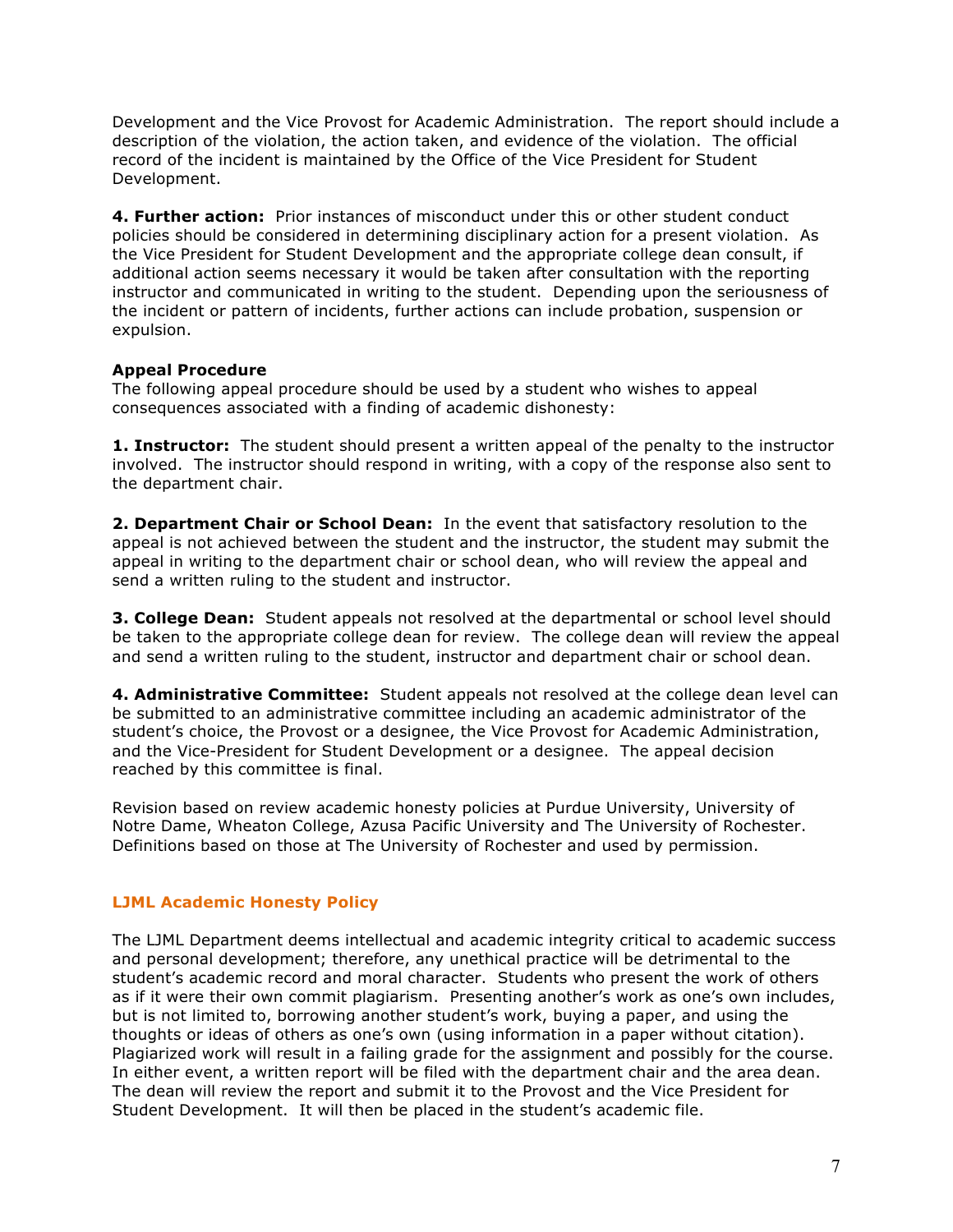Development and the Vice Provost for Academic Administration. The report should include a description of the violation, the action taken, and evidence of the violation. The official record of the incident is maintained by the Office of the Vice President for Student Development.

**4. Further action:** Prior instances of misconduct under this or other student conduct policies should be considered in determining disciplinary action for a present violation. As the Vice President for Student Development and the appropriate college dean consult, if additional action seems necessary it would be taken after consultation with the reporting instructor and communicated in writing to the student. Depending upon the seriousness of the incident or pattern of incidents, further actions can include probation, suspension or expulsion.

**Appeal Procedure**

The following appeal procedure should be used by a student who wishes to appeal consequences associated with a finding of academic dishonesty:

**1. Instructor:** The student should present a written appeal of the penalty to the instructor involved. The instructor should respond in writing, with a copy of the response also sent to the department chair.

**2. Department Chair or School Dean:** In the event that satisfactory resolution to the appeal is not achieved between the student and the instructor, the student may submit the appeal in writing to the department chair or school dean, who will review the appeal and send a written ruling to the student and instructor.

**3. College Dean:** Student appeals not resolved at the departmental or school level should be taken to the appropriate college dean for review. The college dean will review the appeal and send a written ruling to the student, instructor and department chair or school dean.

**4. Administrative Committee:** Student appeals not resolved at the college dean level can be submitted to an administrative committee including an academic administrator of the student's choice, the Provost or a designee, the Vice Provost for Academic Administration, and the Vice-President for Student Development or a designee. The appeal decision reached by this committee is final.

Revision based on review academic honesty policies at Purdue University, University of Notre Dame, Wheaton College, Azusa Pacific University and The University of Rochester. Definitions based on those at The University of Rochester and used by permission.

## LJML Academic Honesty Policy

The LJML Department deems intellectual and academic integrity critical to academic success and personal development; therefore, any unethical practice will be detrimental to the student's academic record and moral character. Students who present the work of others as if it were their own commit plagiarism. Presenting another's work as one's own includes, but is not limited to, borrowing another student's work, buying a paper, and using the thoughts or ideas of others as one's own (using information in a paper without citation). Plagiarized work will result in a failing grade for the assignment and possibly for the course. In either event, a written report will be filed with the department chair and the area dean. The dean will review the report and submit it to the Provost and the Vice President for Student Development. It will then be placed in the student's academic file.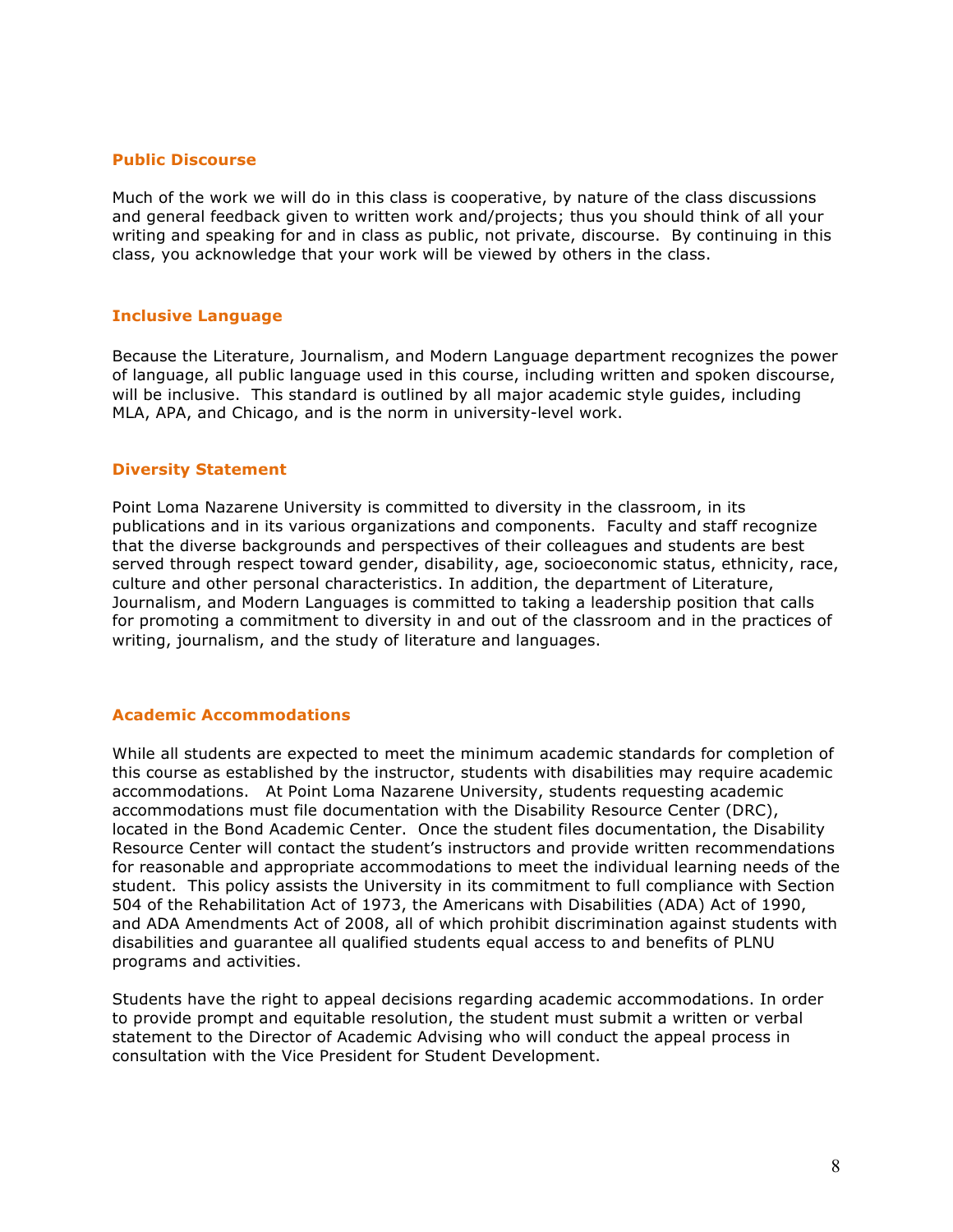### Public Discourse

Much of the work we will do in this class is cooperative, by nature of the class discussions and general feedback given to written work and/projects; thus you should think of all your writing and speaking for and in class as public, not private, discourse. By continuing in this class, you acknowledge that your work will be viewed by others in the class.

### Inclusive Language

Because the Literature, Journalism, and Modern Language department recognizes the power of language, all public language used in this course, including written and spoken discourse, will be inclusive. This standard is outlined by all major academic style guides, including MLA, APA, and Chicago, and is the norm in university-level work.

### Diversity Statement

Point Loma Nazarene University is committed to diversity in the classroom, in its publications and in its various organizations and components. Faculty and staff recognize that the diverse backgrounds and perspectives of their colleagues and students are best served through respect toward gender, disability, age, socioeconomic status, ethnicity, race, culture and other personal characteristics. In addition, the department of Literature, Journalism, and Modern Languages is committed to taking a leadership position that calls for promoting a commitment to diversity in and out of the classroom and in the practices of writing, journalism, and the study of literature and languages.

### Academic Accommodations

While all students are expected to meet the minimum academic standards for completion of this course as established by the instructor, students with disabilities may require academic accommodations. At Point Loma Nazarene University, students requesting academic accommodations must file documentation with the Disability Resource Center (DRC), located in the Bond Academic Center. Once the student files documentation, the Disability Resource Center will contact the student's instructors and provide written recommendations for reasonable and appropriate accommodations to meet the individual learning needs of the student. This policy assists the University in its commitment to full compliance with Section 504 of the Rehabilitation Act of 1973, the Americans with Disabilities (ADA) Act of 1990, and ADA Amendments Act of 2008, all of which prohibit discrimination against students with disabilities and guarantee all qualified students equal access to and benefits of PLNU programs and activities.

Students have the right to appeal decisions regarding academic accommodations. In order to provide prompt and equitable resolution, the student must submit a written or verbal statement to the Director of Academic Advising who will conduct the appeal process in consultation with the Vice President for Student Development.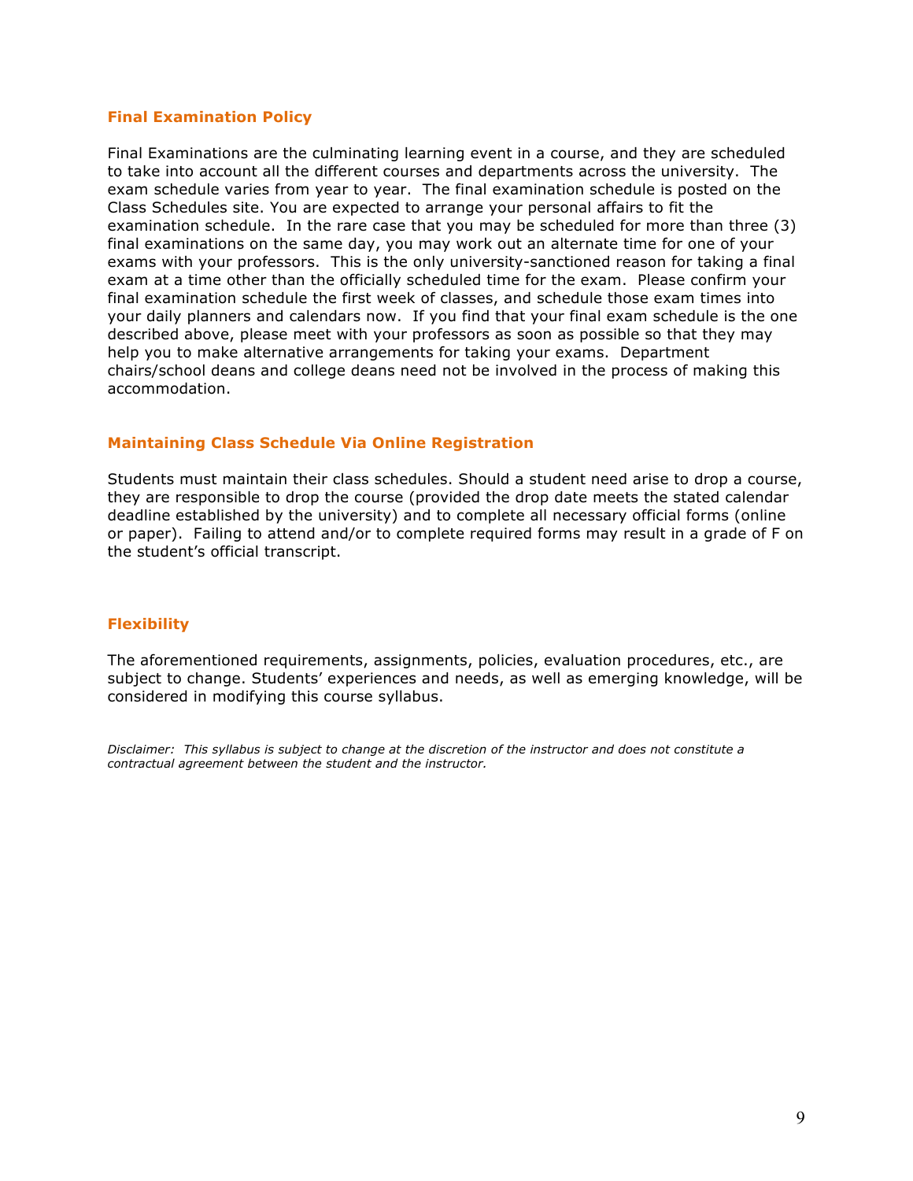### Final Examination Policy

Final Examinations are the culminating learning event in a course, and they are scheduled to take into account all the different courses and departments across the university. The exam schedule varies from year to year. The final examination schedule is posted on the Class Schedules site. You are expected to arrange your personal affairs to fit the examination schedule. In the rare case that you may be scheduled for more than three (3) final examinations on the same day, you may work out an alternate time for one of your exams with your professors. This is the only university-sanctioned reason for taking a final exam at a time other than the officially scheduled time for the exam. Please confirm your final examination schedule the first week of classes, and schedule those exam times into your daily planners and calendars now. If you find that your final exam schedule is the one described above, please meet with your professors as soon as possible so that they may help you to make alternative arrangements for taking your exams. Department chairs/school deans and college deans need not be involved in the process of making this accommodation.

### Maintaining Class Schedule Via Online Registration

Students must maintain their class schedules. Should a student need arise to drop a course, they are responsible to drop the course (provided the drop date meets the stated calendar deadline established by the university) and to complete all necessary official forms (online or paper). Failing to attend and/or to complete required forms may result in a grade of F on the student's official transcript.

### Flexibility

The aforementioned requirements, assignments, policies, evaluation procedures, etc., are subject to change. Students' experiences and needs, as well as emerging knowledge, will be considered in modifying this course syllabus.

*Disclaimer: This syllabus is subject to change at the discretion of the instructor and does not constitute a contractual agreement between the student and the instructor.*